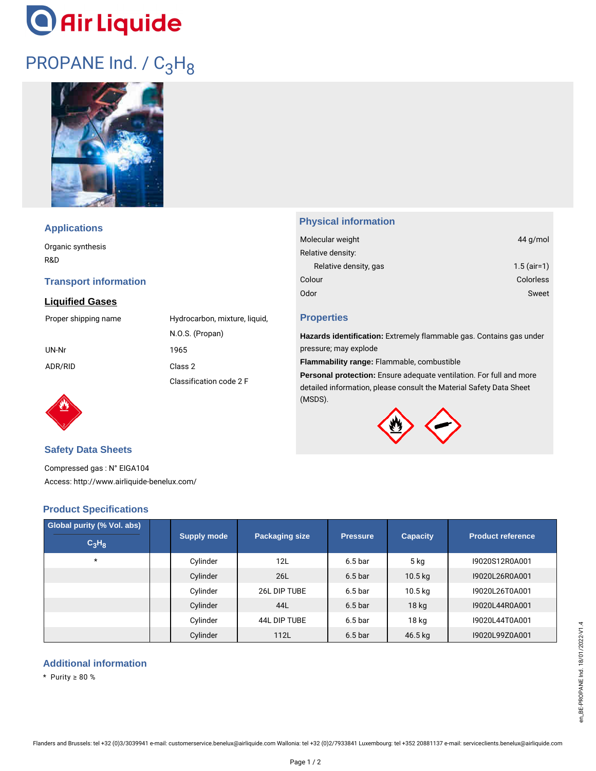Air Liquide

# PROPANE Ind. / $C_3H_8$

## Applications

Organic synthesis
R&D

## Transport information

### Liquified Gases

| | |
|---|---|
| Proper shipping name | Hydrocarbon, mixture, liquid, N.O.S. (Propan) |
| UN-Nr | 1965 |
| ADR/RID | Class 2 |
| | Classification code 2 F |

## Safety Data Sheets

Compressed gas : N° EIGA104
Access: http://www.airliquide-benelux.com/

## Physical information

| | |
|---|---|
| Molecular weight | 44 g/mol |
| Relative density: | |
| Relative density, gas | 1.5 (air=1) |
| Colour | Colorless |
| Odor | Sweet |

## Properties

**Hazards identification:** Extremely flammable gas. Contains gas under pressure; may explode

**Flammability range:** Flammable, combustible

**Personal protection:** Ensure adequate ventilation. For full and more detailed information, please consult the Material Safety Data Sheet (MSDS).

## Product Specifications

| Global purity (% Vol. abs) $C_3H_8$ | | Supply mode | Packaging size | Pressure | Capacity | Product reference |
|---|---|---|---|---|---|---|
| * | | Cylinder | 12L | 6.5 bar | 5 kg | I9020S12R0A001 |
| | | Cylinder | 26L | 6.5 bar | 10.5 kg | I9020L26R0A001 |
| | | Cylinder | 26L DIP TUBE | 6.5 bar | 10.5 kg | I9020L26T0A001 |
| | | Cylinder | 44L | 6.5 bar | 18 kg | I9020L44R0A001 |
| | | Cylinder | 44L DIP TUBE | 6.5 bar | 18 kg | I9020L44T0A001 |
| | | Cylinder | 112L | 6.5 bar | 46.5 kg | I9020L99Z0A001 |

## Additional information

\* Purity ≥ 80 %

Flanders and Brussels: tel +32 (0)3/3039941 e-mail: customerservice.benelux@airliquide.com Wallonia: tel +32 (0)2/7933841 Luxembourg: tel +352 20881137 e-mail: serviceclients.benelux@airliquide.com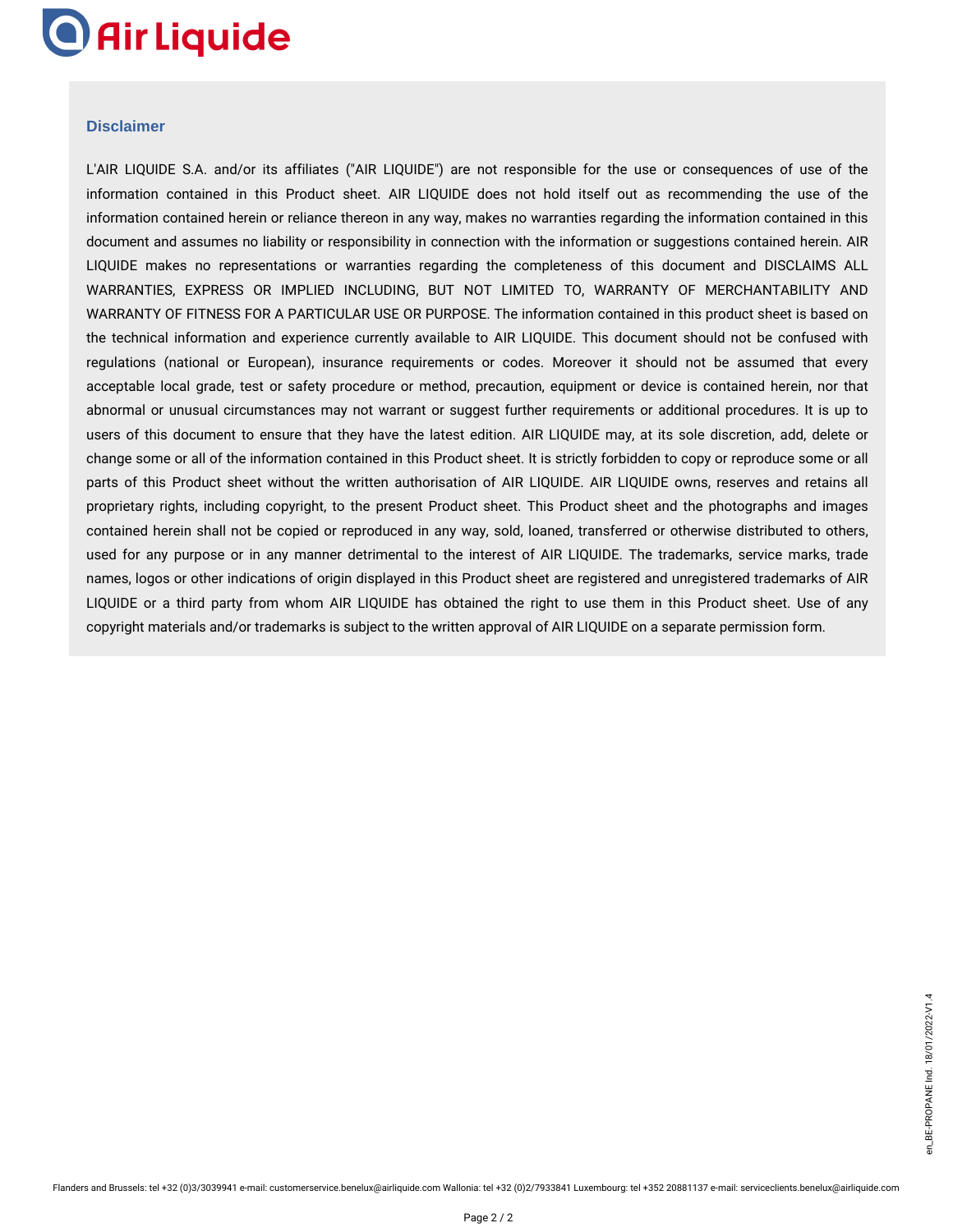## Disclaimer

L'AIR LIQUIDE S.A. and/or its affiliates ("AIR LIQUIDE") are not responsible for the use or consequences of use of the information contained in this Product sheet. AIR LIQUIDE does not hold itself out as recommending the use of the information contained herein or reliance thereon in any way, makes no warranties regarding the information contained in this document and assumes no liability or responsibility in connection with the information or suggestions contained herein. AIR LIQUIDE makes no representations or warranties regarding the completeness of this document and DISCLAIMS ALL WARRANTIES, EXPRESS OR IMPLIED INCLUDING, BUT NOT LIMITED TO, WARRANTY OF MERCHANTABILITY AND WARRANTY OF FITNESS FOR A PARTICULAR USE OR PURPOSE. The information contained in this product sheet is based on the technical information and experience currently available to AIR LIQUIDE. This document should not be confused with regulations (national or European), insurance requirements or codes. Moreover it should not be assumed that every acceptable local grade, test or safety procedure or method, precaution, equipment or device is contained herein, nor that abnormal or unusual circumstances may not warrant or suggest further requirements or additional procedures. It is up to users of this document to ensure that they have the latest edition. AIR LIQUIDE may, at its sole discretion, add, delete or change some or all of the information contained in this Product sheet. It is strictly forbidden to copy or reproduce some or all parts of this Product sheet without the written authorisation of AIR LIQUIDE. AIR LIQUIDE owns, reserves and retains all proprietary rights, including copyright, to the present Product sheet. This Product sheet and the photographs and images contained herein shall not be copied or reproduced in any way, sold, loaned, transferred or otherwise distributed to others, used for any purpose or in any manner detrimental to the interest of AIR LIQUIDE. The trademarks, service marks, trade names, logos or other indications of origin displayed in this Product sheet are registered and unregistered trademarks of AIR LIQUIDE or a third party from whom AIR LIQUIDE has obtained the right to use them in this Product sheet. Use of any copyright materials and/or trademarks is subject to the written approval of AIR LIQUIDE on a separate permission form.

en_BE-PROPANE Ind. 18/01/2022-V1.4

Flanders and Brussels: tel +32 (0)3/3039941 e-mail: customerservice.benelux@airliquide.com Wallonia: tel +32 (0)2/7933841 Luxembourg: tel +352 20881137 e-mail: serviceclients.benelux@airliquide.com